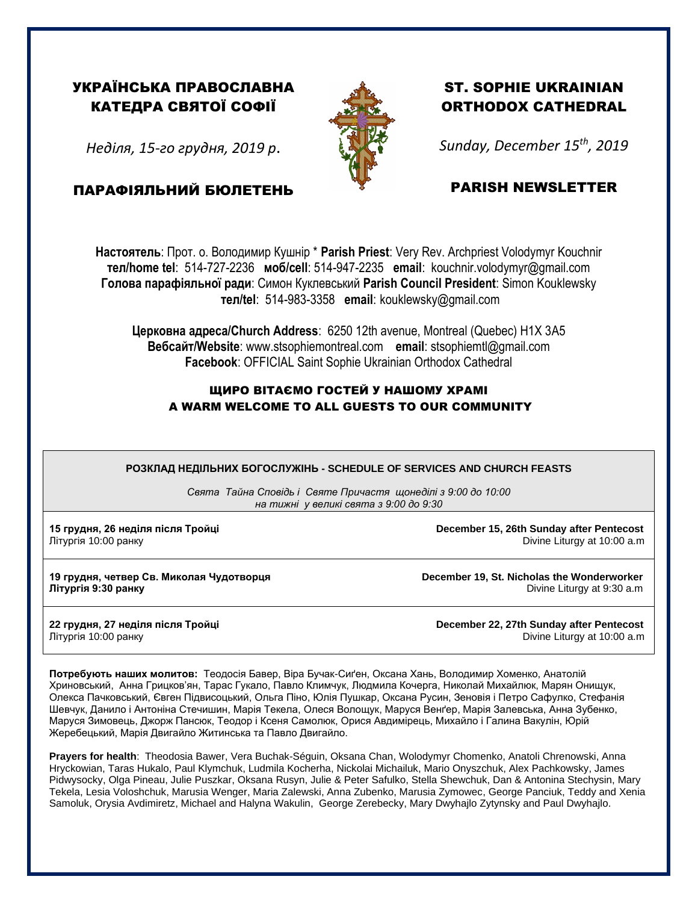# УКРАЇНСЬКА ПРАВОСЛАВНА КАТЕДРА СВЯТОЇ СОФІЇ

*Неділя, 15-го грудня, 2019 р.*

## ПАРАФІЯЛЬНИЙ БЮЛЕТЕНЬ

# ST. SOPHIE UKRAINIAN ORTHODOX CATHEDRAL

*Sunday, December 15th, 2019*

## PARISH NEWSLETTER

**Настоятель**: Прот. о. Володимир Кушнір * **Parish Priest**: Very Rev. Archpriest Volodymyr Kouchnir
**тел/home tel**: 514-727-2236 **моб/cell**: 514-947-2235 **email**: kouchnir.volodymyr@gmail.com
**Голова парафіяльної ради**: Симон Куклевський **Parish Council President**: Simon Kouklewsky
**тел/tel**: 514-983-3358 **email**: kouklewsky@gmail.com

**Церковна адреса/Church Address**: 6250 12th avenue, Montreal (Quebec) H1X 3A5
**Вебсайт/Website**: www.stsophiemontreal.com **email**: stsophiemtl@gmail.com
**Facebook**: OFFICIAL Saint Sophie Ukrainian Orthodox Cathedral

**ЩИРО ВІТАЄМО ГОСТЕЙ У НАШОМУ ХРАМІ**
**A WARM WELCOME TO ALL GUESTS TO OUR COMMUNITY**

**РОЗКЛАД НЕДІЛЬНИХ БОГОСЛУЖІНЬ - SCHEDULE OF SERVICES AND CHURCH FEASTS**

*Свята Тайна Сповідь і Святе Причастя щонеділі з 9:00 до 10:00*
*на тижні у великі свята з 9:00 до 9:30*

| | |
|---|---|
| **15 грудня, 26 неділя після Тройці**<br>Літургія 10:00 ранку | **December 15, 26th Sunday after Pentecost**<br>Divine Liturgy at 10:00 a.m |
| **19 грудня, четвер Св. Миколая Чудотворця**<br>**Літургія 9:30 ранку** | **December 19, St. Nicholas the Wonderworker**<br>Divine Liturgy at 9:30 a.m |
| **22 грудня, 27 неділя після Тройці**<br>Літургія 10:00 ранку | **December 22, 27th Sunday after Pentecost**<br>Divine Liturgy at 10:00 a.m |

**Потребують наших молитов:** Теодосія Бавер, Віра Бучак-Сиґен, Оксана Хань, Володимир Хоменко, Анатолій Хриновський, Анна Грицков'ян, Тарас Гукало, Павло Климчук, Людмила Кочерга, Николай Михайлюк, Марян Онищук, Олекса Пачковський, Євген Підвисоцький, Ольга Піно, Юлія Пушкар, Оксана Русин, Зеновія і Петро Сафулко, Стефанія Шевчук, Данило і Антоніна Стечишин, Марія Текела, Олеся Волощук, Маруся Венґер, Марія Залевська, Анна Зубенко, Маруся Зимовець, Джорж Пансюк, Теодор і Ксеня Самолюк, Орися Авдимірець, Михайло і Галина Вакулін, Юрій Жеребецький, Марія Двигайло Житинська та Павло Двигайло.

**Prayers for health**: Theodosia Bawer, Vera Buchak-Séguin, Oksana Chan, Wolodymyr Chomenko, Anatoli Chrenowski, Anna Hryckowian, Taras Hukalo, Paul Klymchuk, Ludmila Kocherha, Nickolai Michailuk, Mario Onyszchuk, Alex Pachkowsky, James Pidwysocky, Olga Pineau, Julie Puszkar, Oksana Rusyn, Julie & Peter Safulko, Stella Shewchuk, Dan & Antonina Stechysin, Mary Tekela, Lesia Voloshchuk, Marusia Wenger, Maria Zalewski, Anna Zubenko, Marusia Zymowec, George Panciuk, Teddy and Xenia Samoluk, Orysia Avdimiretz, Michael and Halyna Wakulin, George Zerebecky, Mary Dwyhajlo Zytynsky and Paul Dwyhajlo.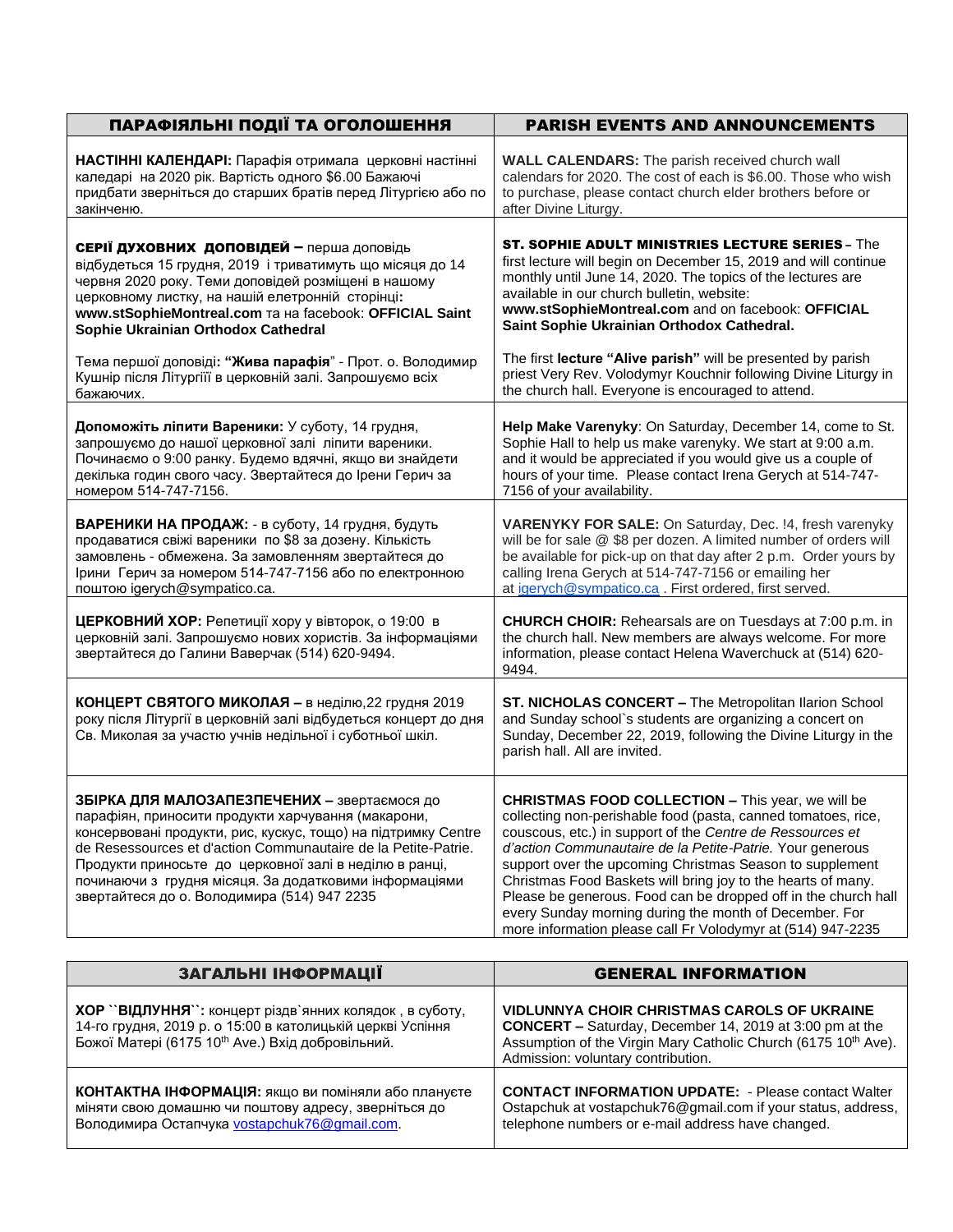| ПАРАФІЯЛЬНІ ПОДІЇ ТА ОГОЛОШЕННЯ | PARISH EVENTS AND ANNOUNCEMENTS |
|---|---|
| **НАСТІННІ КАЛЕНДАРІ:** Парафія отримала церковні настінні каледарі на 2020 рік. Вартість одного $6.00 Бажаючі придбати зверніться до старших братів перед Літургією або по закінченю. | **WALL CALENDARS:** The parish received church wall calendars for 2020. The cost of each is $6.00. Those who wish to purchase, please contact church elder brothers before or after Divine Liturgy. |
| **СЕРІЇ ДУХОВНИХ ДОПОВІДЕЙ –** перша доповідь відбудеться 15 грудня, 2019 і триватимуть що місяця до 14 червня 2020 року. Теми доповідей розміщені в нашому церковному листку, на нашій елетронній сторінці**:** **www.stSophieMontreal.com** та на facebook: **OFFICIAL Saint Sophie Ukrainian Orthodox Cathedral**<br><br>Тема першої доповіді**: "Жива парафія**" - Прот. о. Володимир Кушнір після Літургії в церковній залі. Запрошуємо всіх бажаючих. | **ST. SOPHIE ADULT MINISTRIES LECTURE SERIES** – The first lecture will begin on December 15, 2019 and will continue monthly until June 14, 2020. The topics of the lectures are available in our church bulletin, website: **www.stSophieMontreal.com** and on facebook: **OFFICIAL Saint Sophie Ukrainian Orthodox Cathedral.**<br><br>The first **lecture "Alive parish"** will be presented by parish priest Very Rev. Volodymyr Kouchnir following Divine Liturgy in the church hall. Everyone is encouraged to attend. |
| **Допоможіть ліпити Вареники:** У суботу, 14 грудня, запрошуємо до нашої церковної залі ліпити вареники. Починаємо о 9:00 ранку. Будемо вдячні, якщо ви знайдети декілька годин свого часу. Звертайтеся до Ірени Герич за номером 514-747-7156. | **Help Make Varenyky**: On Saturday, December 14, come to St. Sophie Hall to help us make varenyky. We start at 9:00 a.m. and it would be appreciated if you would give us a couple of hours of your time. Please contact Irena Gerych at 514-747-7156 of your availability. |
| **ВАРЕНИКИ НА ПРОДАЖ:** - в суботу, 14 грудня, будуть продаватися свіжі вареники по $8 за дозену. Кількість замовлень - обмежена. За замовленням звертайтеся до Ірини Герич за номером 514-747-7156 або по електронною поштою igerych@sympatico.ca. | **VARENYKY FOR SALE:** On Saturday, Dec. !4, fresh varenyky will be for sale @ $8 per dozen. A limited number of orders will be available for pick-up on that day after 2 p.m. Order yours by calling Irena Gerych at 514-747-7156 or emailing her at igerych@sympatico.ca . First ordered, first served. |
| **ЦЕРКОВНИЙ ХОР:** Репетиції хору у вівторок, о 19:00 в церковній залі. Запрошуємо нових хористів. За інформаціями звертайтеся до Галини Ваверчак (514) 620-9494. | **CHURCH CHOIR:** Rehearsals are on Tuesdays at 7:00 p.m. in the church hall. New members are always welcome. For more information, please contact Helena Waverchuck at (514) 620-9494. |
| **КОНЦЕРТ СВЯТОГО МИКОЛАЯ –** в неділю,22 грудня 2019 року після Літургії в церковній залі відбудеться концерт до дня Св. Миколая за участю учнів недільної і суботньої шкіл. | **ST. NICHOLAS CONCERT –** The Metropolitan Ilarion School and Sunday school`s students are organizing a concert on Sunday, December 22, 2019, following the Divine Liturgy in the parish hall. All are invited. |
| **ЗБІРКА ДЛЯ МАЛОЗАПЕЗПЕЧЕНИХ –** звертаємося до парафіян, приносити продукти харчування (макарони, консервовані продукти, рис, кускус, тощо) на підтримку Centre de Resessources et d'action Communautaire de la Petite-Patrie. Продукти приносьте до церковної залі в неділю в ранці, починаючи з грудня місяця. За додатковими інформаціями звертайтеся до о. Володимира (514) 947 2235 | **CHRISTMAS FOOD COLLECTION –** This year, we will be collecting non-perishable food (pasta, canned tomatoes, rice, couscous, etc.) in support of the *Centre de Ressources et d'action Communautaire de la Petite-Patrie.* Your generous support over the upcoming Christmas Season to supplement Christmas Food Baskets will bring joy to the hearts of many. Please be generous. Food can be dropped off in the church hall every Sunday morning during the month of December. For more information please call Fr Volodymyr at (514) 947-2235 |

| ЗАГАЛЬНІ ІНФОРМАЦІЇ | GENERAL INFORMATION |
|---|---|
| **ХОР ``ВІДЛУННЯ``:** концерт різдв`яних колядок , в суботу, 14-го грудня, 2019 р. о 15:00 в католицькій церкві Успіння Божої Матері (6175 10th Ave.) Вхід добровільний. | **VIDLUNNYA CHOIR CHRISTMAS CAROLS OF UKRAINE CONCERT –** Saturday, December 14, 2019 at 3:00 pm at the Assumption of the Virgin Mary Catholic Church (6175 10th Ave). Admission: voluntary contribution. |
| **КОНТАКТНА ІНФОРМАЦІЯ:** якщо ви поміняли або плануєте міняти свою домашню чи поштову адресу, зверніться до Володимира Остапчука vostapchuk76@gmail.com. | **CONTACT INFORMATION UPDATE:** - Please contact Walter Ostapchuk at vostapchuk76@gmail.com if your status, address, telephone numbers or e-mail address have changed. |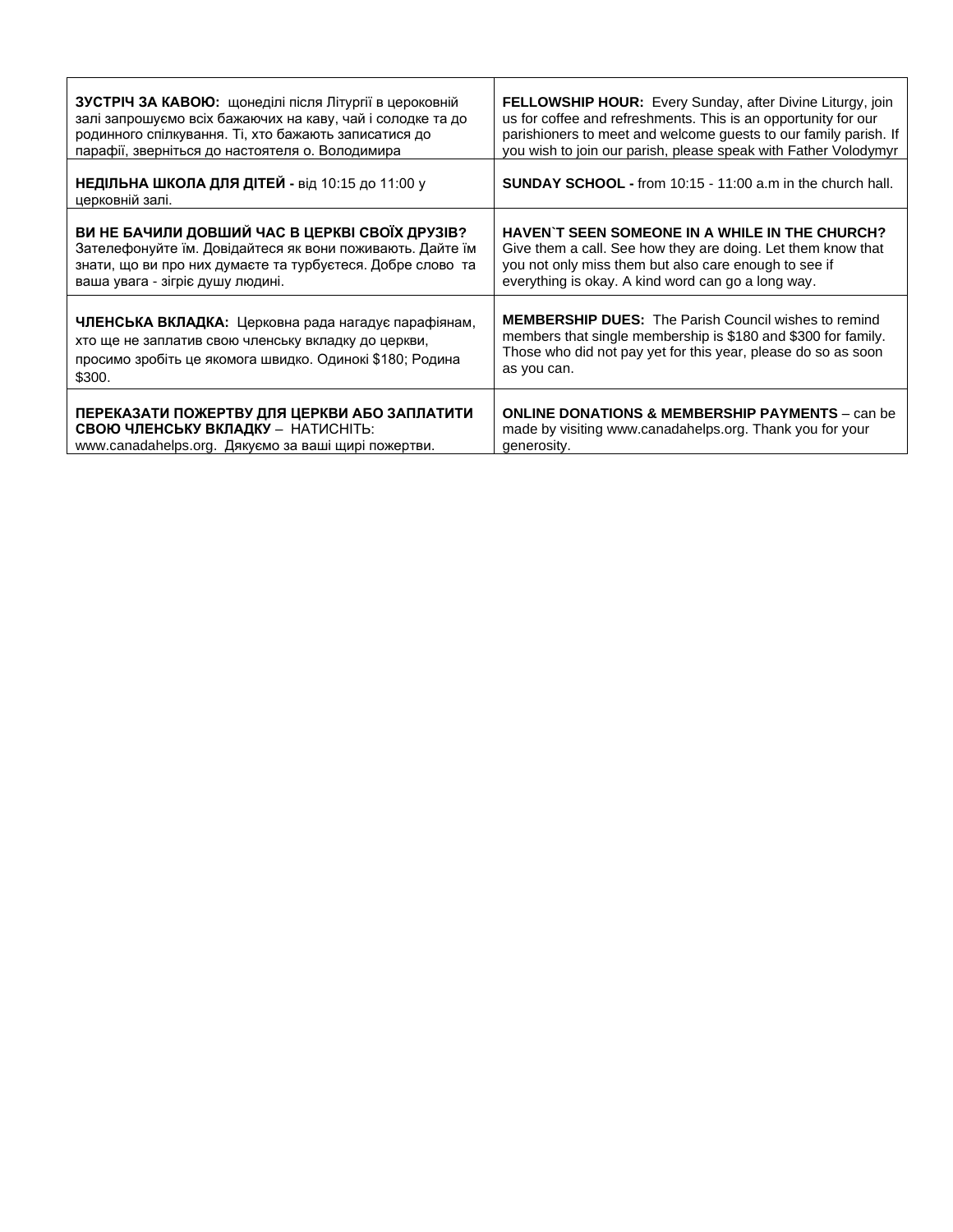| | |
|---|---|
| **ЗУСТРІЧ ЗА КАВОЮ:** щонеділі після Літургії в цероковній залі запрошуємо всіх бажаючих на каву, чай і солодке та до родинного спілкування. Ті, хто бажають записатися до парафії, зверніться до настоятеля о. Володимира | **FELLOWSHIP HOUR:** Every Sunday, after Divine Liturgy, join us for coffee and refreshments. This is an opportunity for our parishioners to meet and welcome guests to our family parish. If you wish to join our parish, please speak with Father Volodymyr |
| **НЕДІЛЬНА ШКОЛА ДЛЯ ДІТЕЙ -** від 10:15 до 11:00 у церковній залі. | **SUNDAY SCHOOL -** from 10:15 - 11:00 a.m in the church hall. |
| **ВИ НЕ БАЧИЛИ ДОВШИЙ ЧАС В ЦЕРКВІ СВОЇХ ДРУЗІВ?** Зателефонуйте їм. Довідайтеся як вони поживають. Дайте їм знати, що ви про них думаєте та турбуєтеся. Добре слово та ваша увага - зігріє душу людині. | **HAVEN`T SEEN SOMEONE IN A WHILE IN THE CHURCH?** Give them a call. See how they are doing. Let them know that you not only miss them but also care enough to see if everything is okay. A kind word can go a long way. |
| **ЧЛЕНСЬКА ВКЛАДКА:** Церковна рада нагадує парафіянам, хто ще не заплатив свою членську вкладку до церкви, просимо зробіть це якомога швидко. Одинокі $180; Родина $300. | **MEMBERSHIP DUES:** The Parish Council wishes to remind members that single membership is $180 and $300 for family. Those who did not pay yet for this year, please do so as soon as you can. |
| **ПЕРЕКАЗАТИ ПОЖЕРТВУ ДЛЯ ЦЕРКВИ АБО ЗАПЛАТИТИ СВОЮ ЧЛЕНСЬКУ ВКЛАДКУ** – НАТИСНІТЬ: www.canadahelps.org. Дякуємо за ваші щирі пожертви. | **ONLINE DONATIONS & MEMBERSHIP PAYMENTS** – can be made by visiting www.canadahelps.org. Thank you for your generosity. |